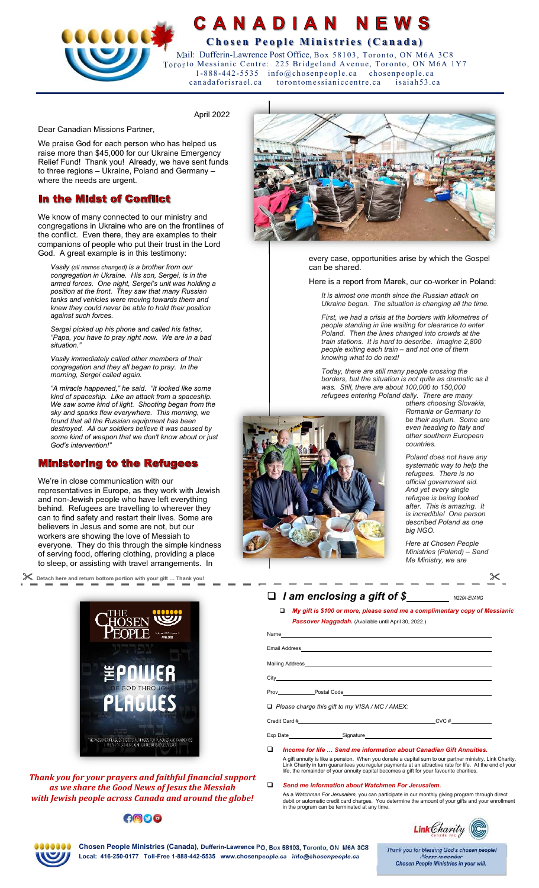# CANADIAN NEWS

## Chosen People Ministries (Canada)

Mail: Dufferin-Lawrence Post Office, Box 58103, Toronto, ON M6A 3C8
Toronto Messianic Centre: 225 Bridgeland Avenue, Toronto, ON M6A 1Y7
1-888-442-5535 info@chosenpeople.ca chosenpeople.ca
canadaforisrael.ca torontomessianiccentre.ca isaiah53.ca

April 2022

Dear Canadian Missions Partner,

We praise God for each person who has helped us raise more than $45,000 for our Ukraine Emergency Relief Fund! Thank you! Already, we have sent funds to three regions – Ukraine, Poland and Germany – where the needs are urgent.

## In the Midst of Conflict

We know of many connected to our ministry and congregations in Ukraine who are on the frontlines of the conflict. Even there, they are examples to their companions of people who put their trust in the Lord God. A great example is in this testimony:

*Vasily (all names changed) is a brother from our congregation in Ukraine. His son, Sergei, is in the armed forces. One night, Sergei's unit was holding a position at the front. They saw that many Russian tanks and vehicles were moving towards them and knew they could never be able to hold their position against such forces.*

*Sergei picked up his phone and called his father, "Papa, you have to pray right now. We are in a bad situation."*

*Vasily immediately called other members of their congregation and they all began to pray. In the morning, Sergei called again.*

*"A miracle happened," he said. "It looked like some kind of spaceship. Like an attack from a spaceship. We saw some kind of light. Shooting began from the sky and sparks flew everywhere. This morning, we found that all the Russian equipment has been destroyed. All our soldiers believe it was caused by some kind of weapon that we don't know about or just God's intervention!"*

## Ministering to the Refugees

We're in close communication with our representatives in Europe, as they work with Jewish and non-Jewish people who have left everything behind. Refugees are travelling to wherever they can to find safety and restart their lives. Some are believers in Jesus and some are not, but our workers are showing the love of Messiah to everyone. They do this through the simple kindness of serving food, offering clothing, providing a place to sleep, or assisting with travel arrangements. In every case, opportunities arise by which the Gospel can be shared.

Here is a report from Marek, our co-worker in Poland:

*It is almost one month since the Russian attack on Ukraine began. The situation is changing all the time.*

*First, we had a crisis at the borders with kilometres of people standing in line waiting for clearance to enter Poland. Then the lines changed into crowds at the train stations. It is hard to describe. Imagine 2,800 people exiting each train – and not one of them knowing what to do next!*

*Today, there are still many people crossing the borders, but the situation is not quite as dramatic as it was. Still, there are about 100,000 to 150,000 refugees entering Poland daily. There are many others choosing Slovakia, Romania or Germany to be their asylum. Some are even heading to Italy and other southern European countries.*

*Poland does not have any systematic way to help the refugees. There is no official government aid. And yet every single refugee is being looked after. This is amazing. It is incredible! One person described Poland as one big NGO.*

*Here at Chosen People Ministries (Poland) – Send Me Ministry, we are*

✂ Detach here and return bottom portion with your gift … Thank you!

THE CHOSEN PEOPLE — APRIL 2022 — THE POWER OF GOD THROUGH PLAGUES

***Thank you for your prayers and faithful financial support as we share the Good News of Jesus the Messiah with Jewish people across Canada and around the globe!***

- ☐ ***I am enclosing a gift of $________*** N2204-EVANG
  - ☐ ***My gift is $100 or more, please send me a complimentary copy of Messianic Passover Haggadah.*** (Available until April 30, 2022.)

Name ____________________

Email Address ____________________

Mailing Address ____________________

City ____________________

Prov __________ Postal Code ____________________

☐ *Please charge this gift to my VISA / MC / AMEX:*

Credit Card # ____________________ CVC # __________

Exp Date __________ Signature ____________________

☐ ***Income for life … Send me information about Canadian Gift Annuities.***

A gift annuity is like a pension. When you donate a capital sum to our partner ministry, Link Charity, Link Charity in turn guarantees you regular payments at an attractive rate for life. At the end of your life, the remainder of your annuity capital becomes a gift for your favourite charities.

☐ ***Send me information about Watchmen For Jerusalem.***

As a *Watchman For Jerusalem*, you can participate in our monthly giving program through direct debit or automatic credit card charges. You determine the amount of your gifts and your enrollment in the program can be terminated at any time.

Link Charity Canada Inc.

**Chosen People Ministries (Canada), Dufferin-Lawrence PO, Box 58103, Toronto, ON M6A 3C8**
**Local: 416-250-0177 Toll-Free 1-888-442-5535 www.chosenpeople.ca info@chosenpeople.ca**

*Thank you for blessing God's chosen people! Please remember* **Chosen People Ministries in your will.**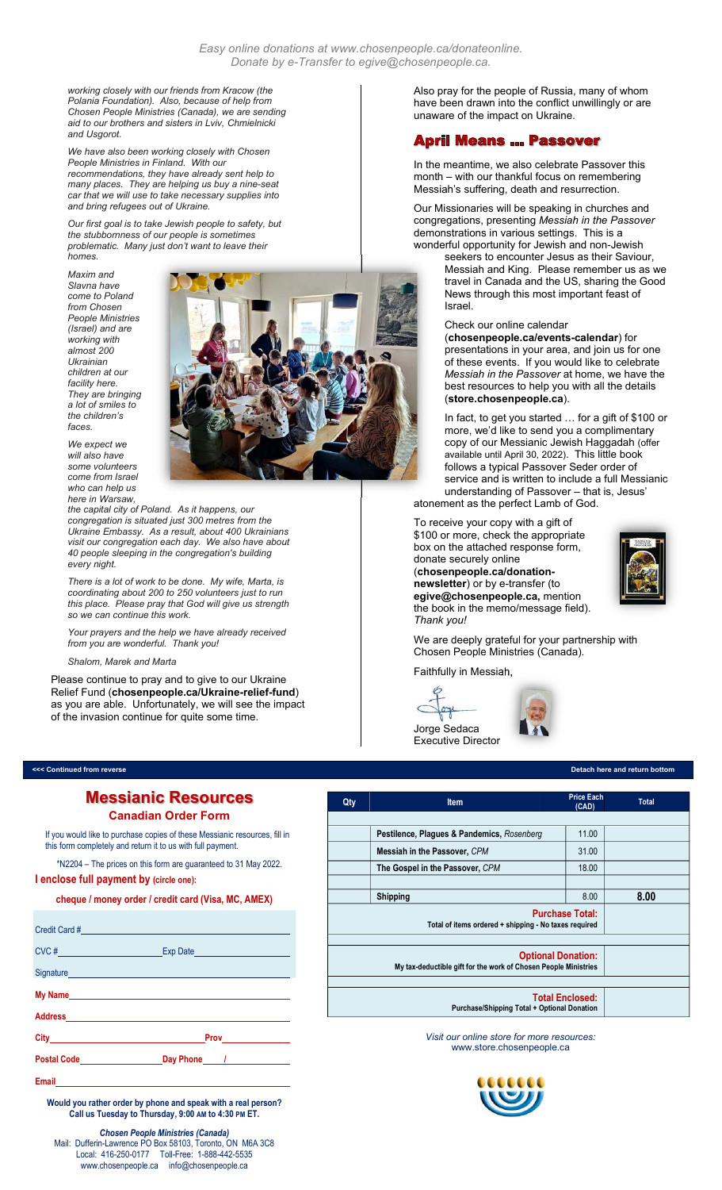*Easy online donations at www.chosenpeople.ca/donateonline.*
*Donate by e-Transfer to egive@chosenpeople.ca.*

*working closely with our friends from Kracow (the Polania Foundation). Also, because of help from Chosen People Ministries (Canada), we are sending aid to our brothers and sisters in Lviv, Chmielnicki and Usgorot.*

*We have also been working closely with Chosen People Ministries in Finland. With our recommendations, they have already sent help to many places. They are helping us buy a nine-seat car that we will use to take necessary supplies into and bring refugees out of Ukraine.*

*Our first goal is to take Jewish people to safety, but the stubbornness of our people is sometimes problematic. Many just don't want to leave their homes.*

*Maxim and Slavna have come to Poland from Chosen People Ministries (Israel) and are working with almost 200 Ukrainian children at our facility here. They are bringing a lot of smiles to the children's faces.*

*We expect we will also have some volunteers come from Israel who can help us here in Warsaw, the capital city of Poland. As it happens, our congregation is situated just 300 metres from the Ukraine Embassy. As a result, about 400 Ukrainians visit our congregation each day. We also have about 40 people sleeping in the congregation's building every night.*

*There is a lot of work to be done. My wife, Marta, is coordinating about 200 to 250 volunteers just to run this place. Please pray that God will give us strength so we can continue this work.*

*Your prayers and the help we have already received from you are wonderful. Thank you!*

*Shalom, Marek and Marta*

Please continue to pray and to give to our Ukraine Relief Fund (**chosenpeople.ca/Ukraine-relief-fund**) as you are able. Unfortunately, we will see the impact of the invasion continue for quite some time.

Also pray for the people of Russia, many of whom have been drawn into the conflict unwillingly or are unaware of the impact on Ukraine.

## April Means … Passover

In the meantime, we also celebrate Passover this month – with our thankful focus on remembering Messiah's suffering, death and resurrection.

Our Missionaries will be speaking in churches and congregations, presenting *Messiah in the Passover* demonstrations in various settings. This is a wonderful opportunity for Jewish and non-Jewish seekers to encounter Jesus as their Saviour, Messiah and King. Please remember us as we travel in Canada and the US, sharing the Good News through this most important feast of Israel.

Check our online calendar (**chosenpeople.ca/events-calendar**) for presentations in your area, and join us for one of these events. If you would like to celebrate *Messiah in the Passover* at home, we have the best resources to help you with all the details (**store.chosenpeople.ca**).

In fact, to get you started … for a gift of $100 or more, we'd like to send you a complimentary copy of our Messianic Jewish Haggadah (offer available until April 30, 2022). This little book follows a typical Passover Seder order of service and is written to include a full Messianic understanding of Passover – that is, Jesus' atonement as the perfect Lamb of God.

To receive your copy with a gift of $100 or more, check the appropriate box on the attached response form, donate securely online (**chosenpeople.ca/donation-newsletter**) or by e-transfer (to **egive@chosenpeople.ca,** mention the book in the memo/message field). *Thank you!*

We are deeply grateful for your partnership with Chosen People Ministries (Canada).

Faithfully in Messiah,

Jorge Sedaca
Executive Director

**<<< Continued from reverse** — **Detach here and return bottom**

## Messianic Resources

### Canadian Order Form

If you would like to purchase copies of these Messianic resources, fill in this form completely and return it to us with full payment.

*N2204 – The prices on this form are guaranteed to 31 May 2022.

**I enclose full payment by (circle one):**

**cheque / money order / credit card (Visa, MC, AMEX)**

Credit Card #\_\_\_\_\_\_\_\_\_\_\_\_\_\_\_\_\_\_\_\_

CVC #\_\_\_\_\_\_\_\_\_\_ Exp Date\_\_\_\_\_\_\_\_\_\_

Signature\_\_\_\_\_\_\_\_\_\_\_\_\_\_\_\_\_\_\_\_

**My Name**\_\_\_\_\_\_\_\_\_\_\_\_\_\_\_\_\_\_\_\_

**Address**\_\_\_\_\_\_\_\_\_\_\_\_\_\_\_\_\_\_\_\_

**City**\_\_\_\_\_\_\_\_\_\_\_\_\_\_\_\_ **Prov**\_\_\_\_\_\_\_\_

**Postal Code**\_\_\_\_\_\_\_\_\_\_ **Day Phone** \_\_\_\_/\_\_\_\_\_\_\_\_

**Email**\_\_\_\_\_\_\_\_\_\_\_\_\_\_\_\_\_\_\_\_

**Would you rather order by phone and speak with a real person? Call us Tuesday to Thursday, 9:00 AM to 4:30 PM ET.**

***Chosen People Ministries (Canada)***
Mail: Dufferin-Lawrence PO Box 58103, Toronto, ON M6A 3C8
Local: 416-250-0177 Toll-Free: 1-888-442-5535
www.chosenpeople.ca info@chosenpeople.ca

| Qty | Item | Price Each (CAD) | Total |
|---|---|---|---|
| | | | |
| | **Pestilence, Plagues & Pandemics,** *Rosenberg* | 11.00 | |
| | **Messiah in the Passover,** *CPM* | 31.00 | |
| | **The Gospel in the Passover,** *CPM* | 18.00 | |
| | | | |
| | **Shipping** | 8.00 | **8.00** |
| | **Purchase Total:** Total of items ordered + shipping - No taxes required | | |
| | | | |
| | **Optional Donation:** My tax-deductible gift for the work of Chosen People Ministries | | |
| | | | |
| | **Total Enclosed:** Purchase/Shipping Total + Optional Donation | | |

*Visit our online store for more resources:*
www.store.chosenpeople.ca